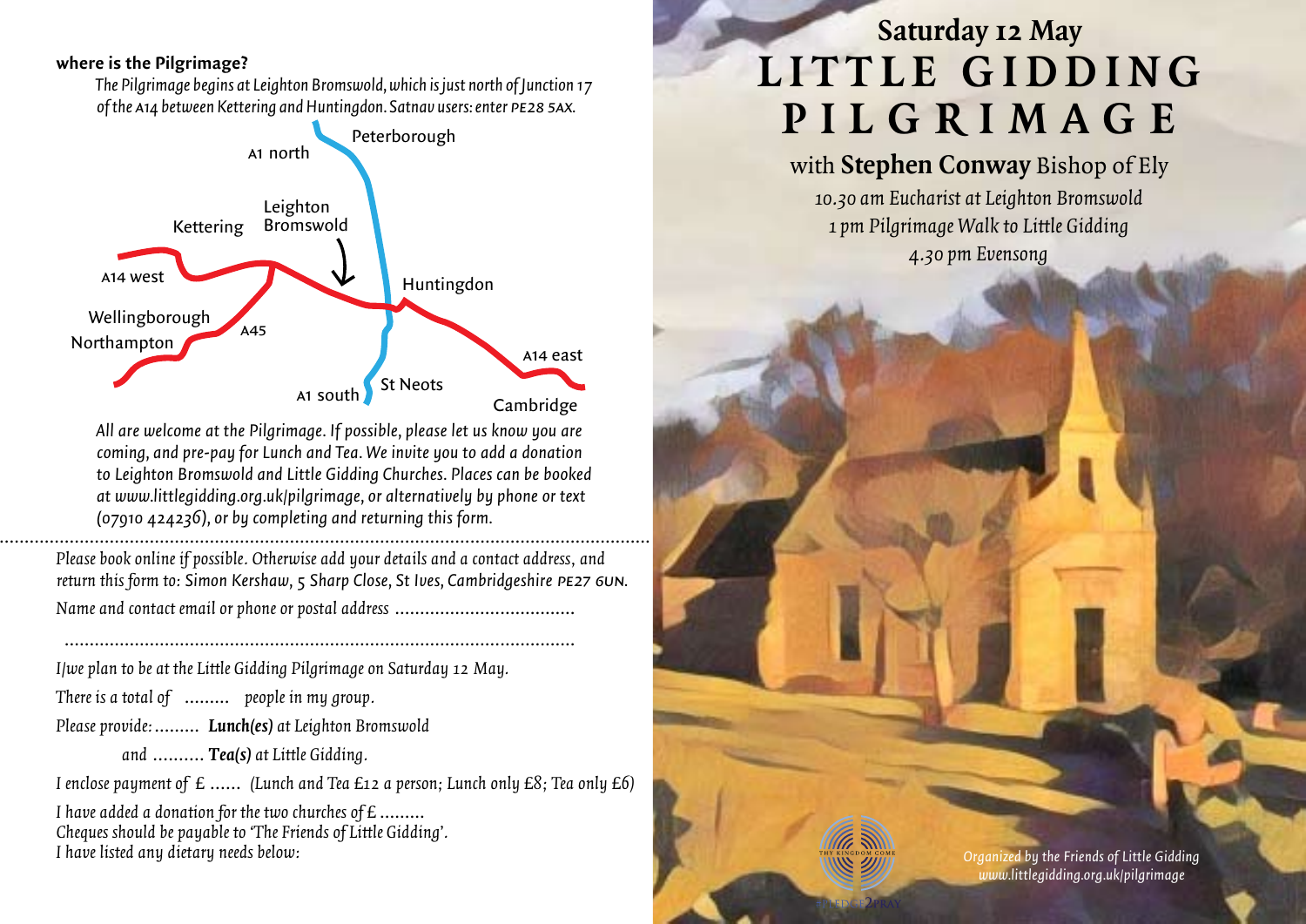**where is the Pilgrimage?**

*The Pilgrimage begins at Leighton Bromswold, which is just north of Junction 17 of the A14 between Kettering and Huntingdon. Satnav users: enter PE28 5AX.*

*All are welcome at the Pilgrimage. If possible, please let us know you are coming, and pre-pay for Lunch and Tea. We invite you to add a donation to Leighton Bromswold and Little Gidding Churches. Places can be booked at www.littlegidding.org.uk/pilgrimage, or alternatively by phone or text (07910 424236), or by completing and returning this form.*

---

*Please book online if possible. Otherwise add your details and a contact address, and return this form to: Simon Kershaw, 5 Sharp Close, St Ives, Cambridgeshire PE27 6UN.*

*Name and contact email or phone or postal address ....................................*

*......................................................................................................*

*I/we plan to be at the Little Gidding Pilgrimage on Saturday 12 May.*

*There is a total of* ......... *people in my group.*

*Please provide:* ......... ***Lunch(es)*** *at Leighton Bromswold*

*and* .......... ***Tea(s)*** *at Little Gidding.*

*I enclose payment of £ ...... (Lunch and Tea £12 a person; Lunch only £8; Tea only £6)*

*I have added a donation for the two churches of £ .........*
*Cheques should be payable to 'The Friends of Little Gidding'.*
*I have listed any dietary needs below:*

## Saturday 12 May

# LITTLE GIDDING PILGRIMAGE

with **Stephen Conway** Bishop of Ely

*10.30 am Eucharist at Leighton Bromswold*
*1 pm Pilgrimage Walk to Little Gidding*
*4.30 pm Evensong*

*Organized by the Friends of Little Gidding*
*www.littlegidding.org.uk/pilgrimage*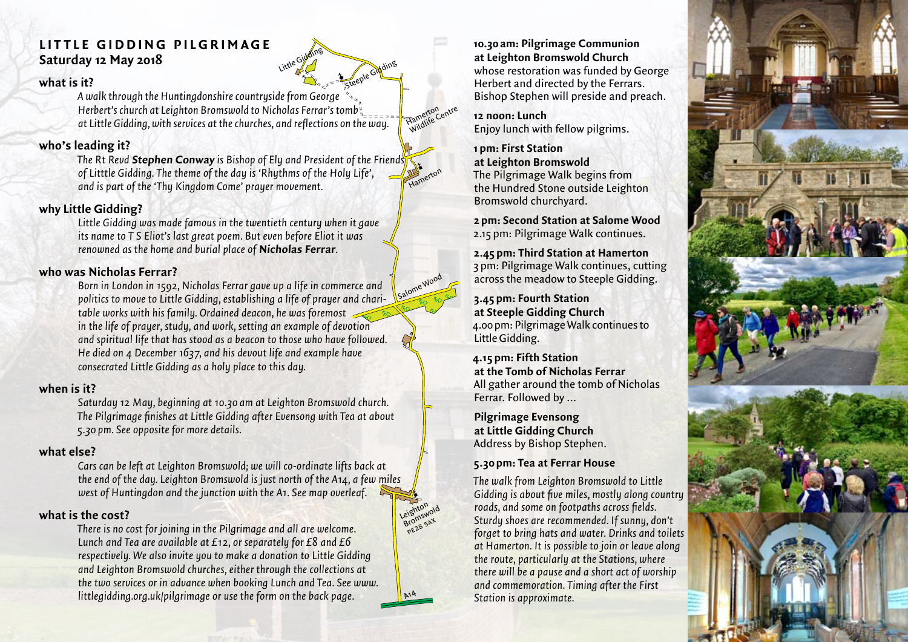# LITTLE GIDDING PILGRIMAGE

## Saturday 12 May 2018

### what is it?

*A walk through the Huntingdonshire countryside from George Herbert's church at Leighton Bromswold to Nicholas Ferrar's tomb at Little Gidding, with services at the churches, and reflections on the way.*

### who's leading it?

*The Rt Revd **Stephen Conway** is Bishop of Ely and President of the Friends of Litttle Gidding. The theme of the day is 'Rhythms of the Holy Life', and is part of the 'Thy Kingdom Come' prayer movement.*

### why Little Gidding?

*Little Gidding was made famous in the twentieth century when it gave its name to T S Eliot's last great poem. But even before Eliot it was renowned as the home and burial place of **Nicholas Ferrar**.*

### who was Nicholas Ferrar?

*Born in London in 1592, Nicholas Ferrar gave up a life in commerce and politics to move to Little Gidding, establishing a life of prayer and charitable works with his family. Ordained deacon, he was foremost in the life of prayer, study, and work, setting an example of devotion and spiritual life that has stood as a beacon to those who have followed. He died on 4 December 1637, and his devout life and example have consecrated Little Gidding as a holy place to this day.*

### when is it?

*Saturday 12 May, beginning at 10.30 am at Leighton Bromswold church. The Pilgrimage finishes at Little Gidding after Evensong with Tea at about 5.30 pm. See opposite for more details.*

### what else?

*Cars can be left at Leighton Bromswold; we will co-ordinate lifts back at the end of the day. Leighton Bromswold is just north of the A14, a few miles west of Huntingdon and the junction with the A1. See map overleaf.*

### what is the cost?

*There is no cost for joining in the Pilgrimage and all are welcome. Lunch and Tea are available at £12, or separately for £8 and £6 respectively. We also invite you to make a donation to Little Gidding and Leighton Bromswold churches, either through the collections at the two services or in advance when booking Lunch and Tea. See www.littlegidding.org.uk/pilgrimage or use the form on the back page.*

Little Gidding
Steeple Gidding
Hamerton Wildlife Centre
Hamerton
Salome Wood
Leighton Bromswold PE28 5AX
A14

**10.30 am: Pilgrimage Communion at Leighton Bromswold Church**
whose restoration was funded by George Herbert and directed by the Ferrars. Bishop Stephen will preside and preach.

**12 noon: Lunch**
Enjoy lunch with fellow pilgrims.

**1 pm: First Station at Leighton Bromswold**
The Pilgrimage Walk begins from the Hundred Stone outside Leighton Bromswold churchyard.

**2 pm: Second Station at Salome Wood**
2.15 pm: Pilgrimage Walk continues.

**2.45 pm: Third Station at Hamerton**
3 pm: Pilgrimage Walk continues, cutting across the meadow to Steeple Gidding.

**3.45 pm: Fourth Station at Steeple Gidding Church**
4.00 pm: Pilgrimage Walk continues to Little Gidding.

**4.15 pm: Fifth Station at the Tomb of Nicholas Ferrar**
All gather around the tomb of Nicholas Ferrar. Followed by ...

**Pilgrimage Evensong at Little Gidding Church**
Address by Bishop Stephen.

**5.30 pm: Tea at Ferrar House**

*The walk from Leighton Bromswold to Little Gidding is about five miles, mostly along country roads, and some on footpaths across fields. Sturdy shoes are recommended. If sunny, don't forget to bring hats and water. Drinks and toilets at Hamerton. It is possible to join or leave along the route, particularly at the Stations, where there will be a pause and a short act of worship and commemoration. Timing after the First Station is approximate.*